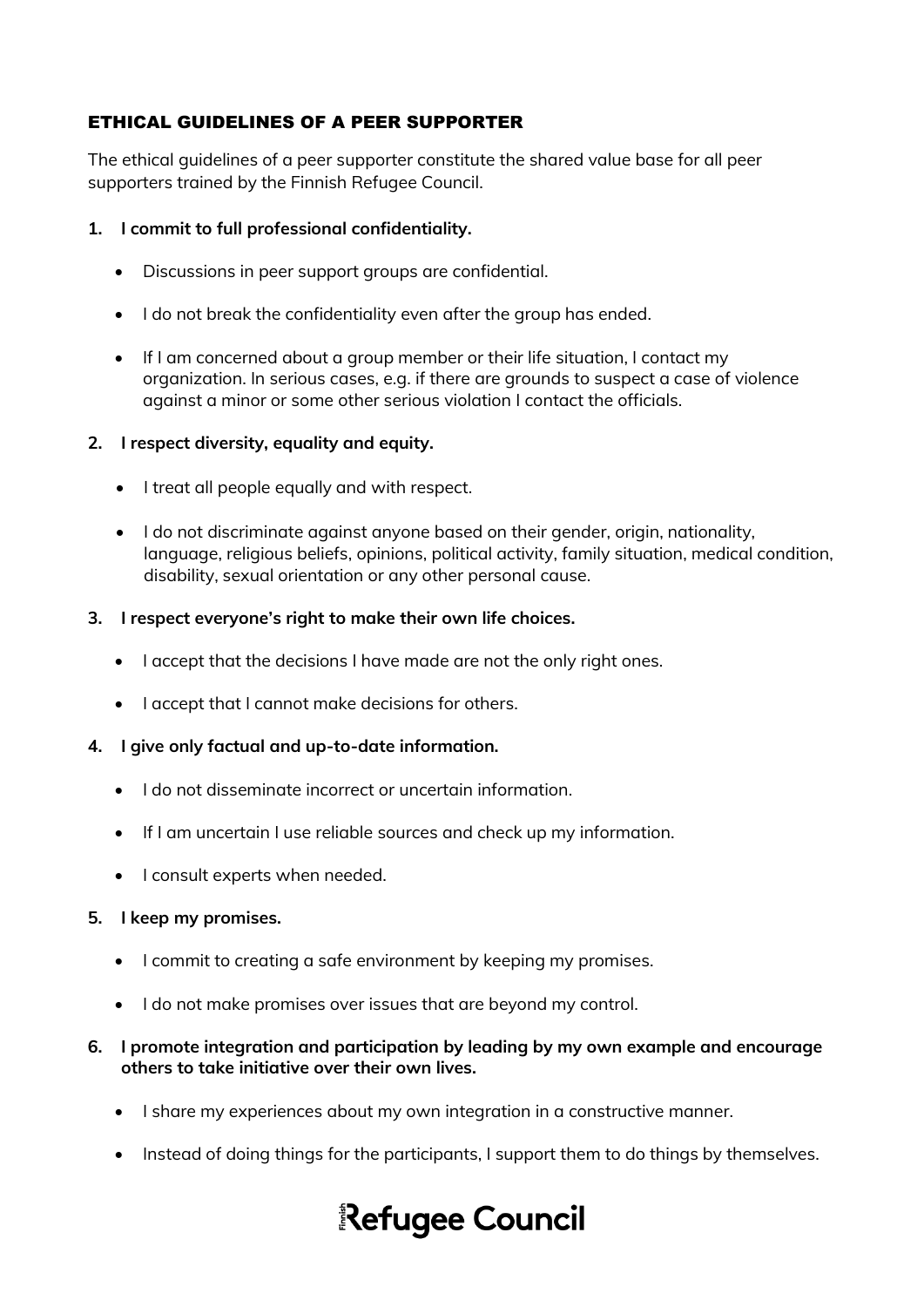# ETHICAL GUIDELINES OF A PEER SUPPORTER

The ethical guidelines of a peer supporter constitute the shared value base for all peer supporters trained by the Finnish Refugee Council.

1. **I commit to full professional confidentiality.**

   - Discussions in peer support groups are confidential.
   - I do not break the confidentiality even after the group has ended.
   - If I am concerned about a group member or their life situation, I contact my organization. In serious cases, e.g. if there are grounds to suspect a case of violence against a minor or some other serious violation I contact the officials.

2. **I respect diversity, equality and equity.**

   - I treat all people equally and with respect.
   - I do not discriminate against anyone based on their gender, origin, nationality, language, religious beliefs, opinions, political activity, family situation, medical condition, disability, sexual orientation or any other personal cause.

3. **I respect everyone's right to make their own life choices.**

   - I accept that the decisions I have made are not the only right ones.
   - I accept that I cannot make decisions for others.

4. **I give only factual and up-to-date information.**

   - I do not disseminate incorrect or uncertain information.
   - If I am uncertain I use reliable sources and check up my information.
   - I consult experts when needed.

5. **I keep my promises.**

   - I commit to creating a safe environment by keeping my promises.
   - I do not make promises over issues that are beyond my control.

6. **I promote integration and participation by leading by my own example and encourage others to take initiative over their own lives.**

   - I share my experiences about my own integration in a constructive manner.
   - Instead of doing things for the participants, I support them to do things by themselves.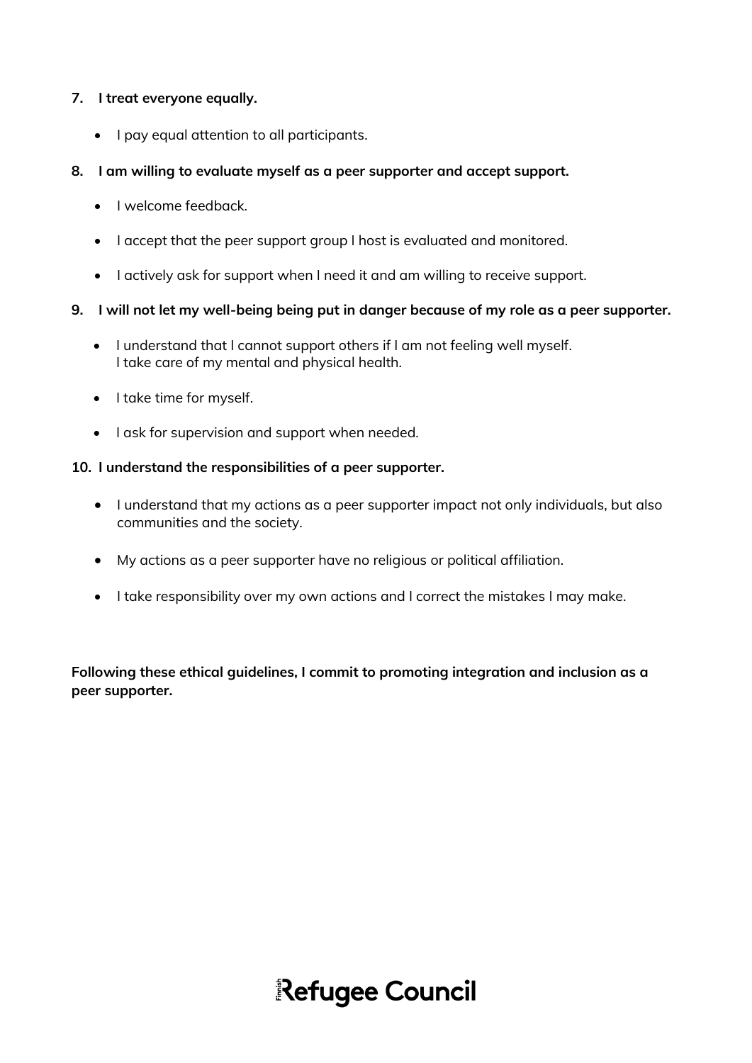7. **I treat everyone equally.**

    - I pay equal attention to all participants.

8. **I am willing to evaluate myself as a peer supporter and accept support.**

    - I welcome feedback.
    - I accept that the peer support group I host is evaluated and monitored.
    - I actively ask for support when I need it and am willing to receive support.

9. **I will not let my well-being being put in danger because of my role as a peer supporter.**

    - I understand that I cannot support others if I am not feeling well myself.
      I take care of my mental and physical health.
    - I take time for myself.
    - I ask for supervision and support when needed.

10. **I understand the responsibilities of a peer supporter.**

    - I understand that my actions as a peer supporter impact not only individuals, but also communities and the society.
    - My actions as a peer supporter have no religious or political affiliation.
    - I take responsibility over my own actions and I correct the mistakes I may make.

**Following these ethical guidelines, I commit to promoting integration and inclusion as a peer supporter.**

Finnish Refugee Council